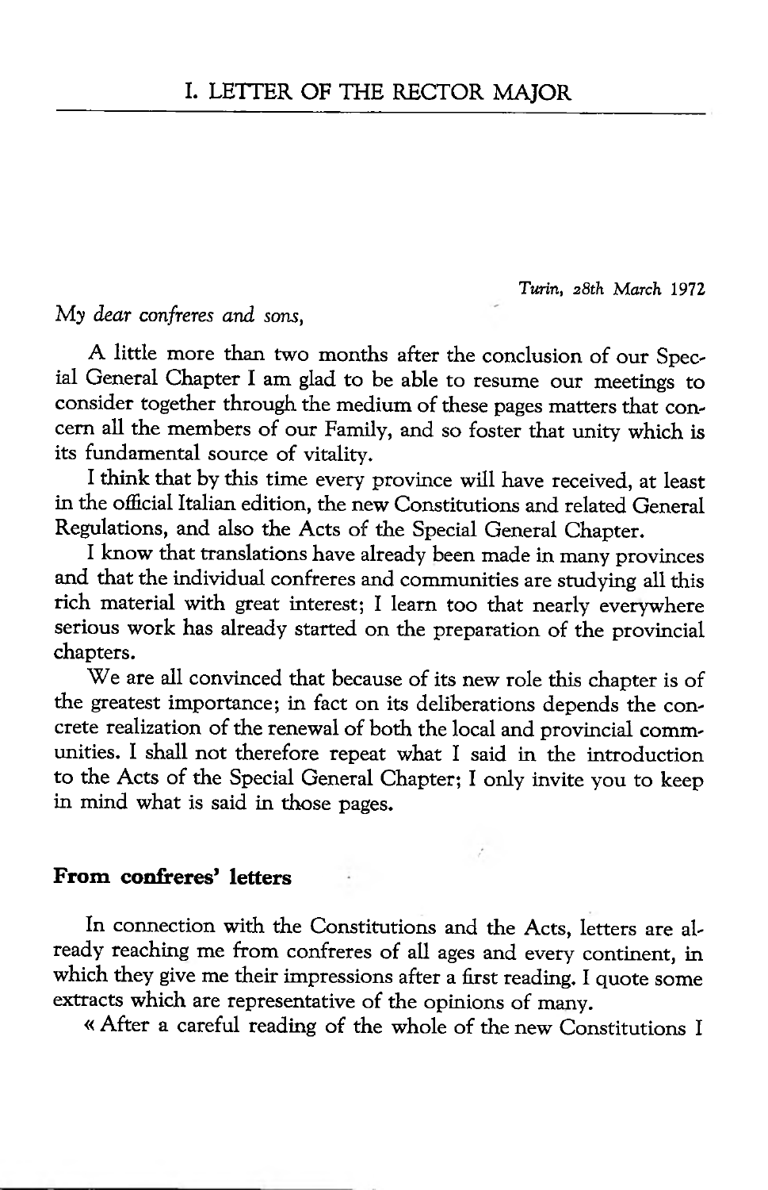# I. LETTER OF THE RECTOR MAJOR

*Turin, 28th March 1972*

*My dear confreres and sons,*

A little more than two months after the conclusion of our Special General Chapter I am glad to be able to resume our meetings to consider together through the medium of these pages matters that concern all the members of our Family, and so foster that unity which is its fundamental source of vitality.

I think that by this time every province will have received, at least in the official Italian edition, the new Constitutions and related General Regulations, and also the Acts of the Special General Chapter.

I know that translations have already been made in many provinces and that the individual confreres and communities are studying all this rich material with great interest; I learn too that nearly everywhere serious work has already started on the preparation of the provincial chapters.

We are all convinced that because of its new role this chapter is of the greatest importance; in fact on its deliberations depends the concrete realization of the renewal of both the local and provincial communities. I shall not therefore repeat what I said in the introduction to the Acts of the Special General Chapter; I only invite you to keep in mind what is said in those pages.

## From confreres' letters

In connection with the Constitutions and the Acts, letters are already reaching me from confreres of all ages and every continent, in which they give me their impressions after a first reading. I quote some extracts which are representative of the opinions of many.

« After a careful reading of the whole of the new Constitutions I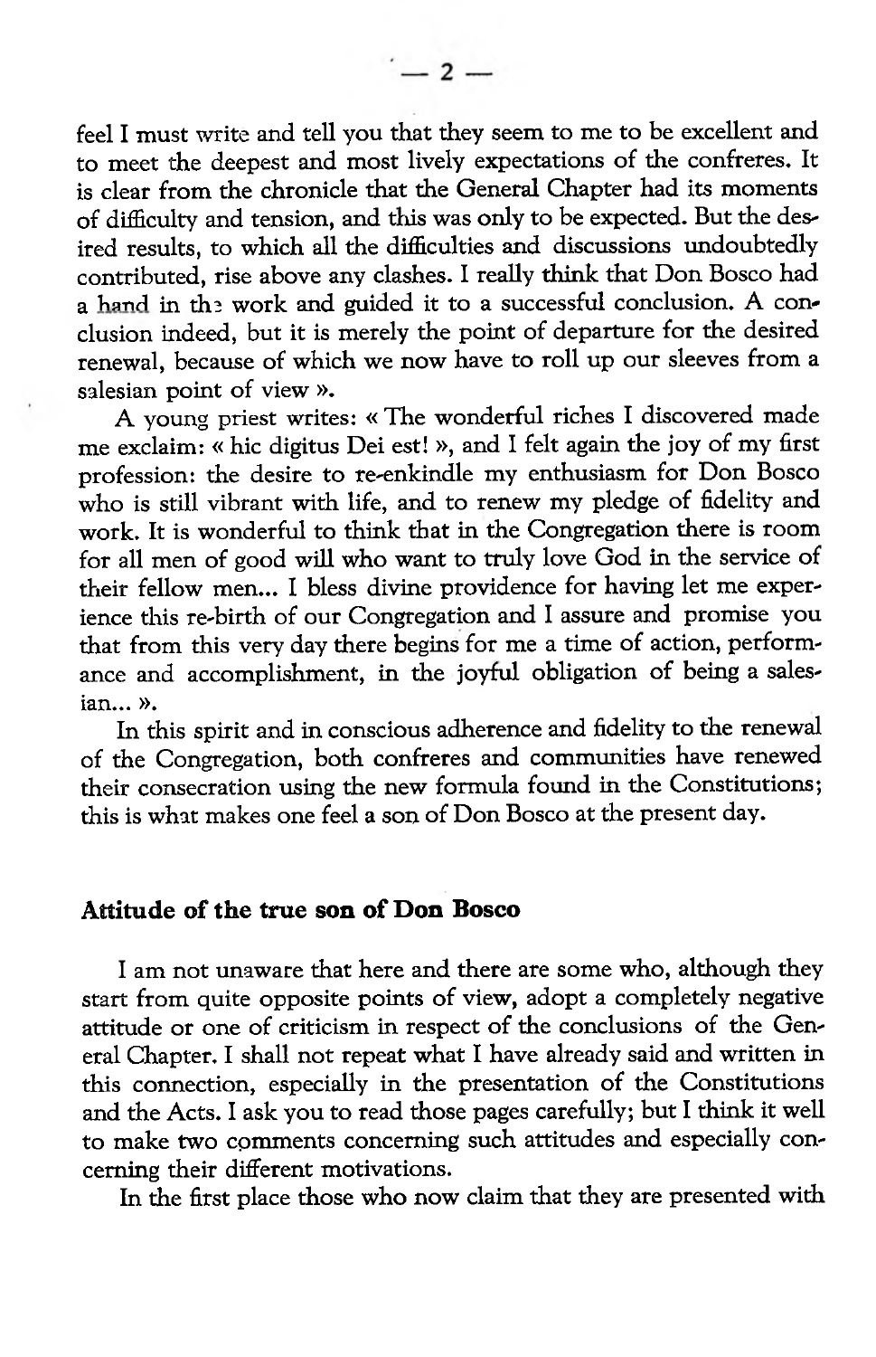feel I must write and tell you that they seem to me to be excellent and to meet the deepest and most lively expectations of the confreres. It is clear from the chronicle that the General Chapter had its moments of difficulty and tension, and this was only to be expected. But the desired results, to which all the difficulties and discussions undoubtedly contributed, rise above any clashes. I really think that Don Bosco had a hand in the work and guided it to a successful conclusion. A conclusion indeed, but it is merely the point of departure for the desired renewal, because of which we now have to roll up our sleeves from a salesian point of view ».

A young priest writes: « The wonderful riches I discovered made me exclaim: « hic digitus Dei est! », and I felt again the joy of my first profession: the desire to re-enkindle my enthusiasm for Don Bosco who is still vibrant with life, and to renew my pledge of fidelity and work. It is wonderful to think that in the Congregation there is room for all men of good will who want to truly love God in the service of their fellow men... I bless divine providence for having let me experience this re-birth of our Congregation and I assure and promise you that from this very day there begins for me a time of action, performance and accomplishment, in the joyful obligation of being a salesian... ».

In this spirit and in conscious adherence and fidelity to the renewal of the Congregation, both confreres and communities have renewed their consecration using the new formula found in the Constitutions; this is what makes one feel a son of Don Bosco at the present day.

## Attitude of the true son of Don Bosco

I am not unaware that here and there are some who, although they start from quite opposite points of view, adopt a completely negative attitude or one of criticism in respect of the conclusions of the General Chapter. I shall not repeat what I have already said and written in this connection, especially in the presentation of the Constitutions and the Acts. I ask you to read those pages carefully; but I think it well to make two comments concerning such attitudes and especially concerning their different motivations.

In the first place those who now claim that they are presented with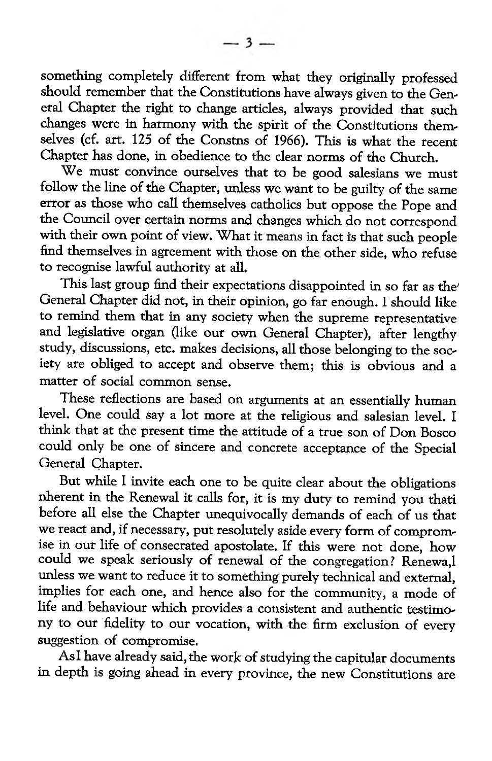something completely different from what they originally professed should remember that the Constitutions have always given to the General Chapter the right to change articles, always provided that such changes were in harmony with the spirit of the Constitutions themselves (cf. art. 125 of the Constns of 1966). This is what the recent Chapter has done, in obedience to the clear norms of the Church.

We must convince ourselves that to be good salesians we must follow the line of the Chapter, unless we want to be guilty of the same error as those who call themselves catholics but oppose the Pope and the Council over certain norms and changes which do not correspond with their own point of view. What it means in fact is that such people find themselves in agreement with those on the other side, who refuse to recognise lawful authority at all.

This last group find their expectations disappointed in so far as the General Chapter did not, in their opinion, go far enough. I should like to remind them that in any society when the supreme representative and legislative organ (like our own General Chapter), after lengthy study, discussions, etc. makes decisions, all those belonging to the society are obliged to accept and observe them; this is obvious and a matter of social common sense.

These reflections are based on arguments at an essentially human level. One could say a lot more at the religious and salesian level. I think that at the present time the attitude of a true son of Don Bosco could only be one of sincere and concrete acceptance of the Special General Chapter.

But while I invite each one to be quite clear about the obligations nherent in the Renewal it calls for, it is my duty to remind you thati before all else the Chapter unequivocally demands of each of us that we react and, if necessary, put resolutely aside every form of compromise in our life of consecrated apostolate. If this were not done, how could we speak seriously of renewal of the congregation? Renewa,l unless we want to reduce it to something purely technical and external, implies for each one, and hence also for the community, a mode of life and behaviour which provides a consistent and authentic testimony to our fidelity to our vocation, with the firm exclusion of every suggestion of compromise.

AsI have already said, the work of studying the capitular documents in depth is going ahead in every province, the new Constitutions are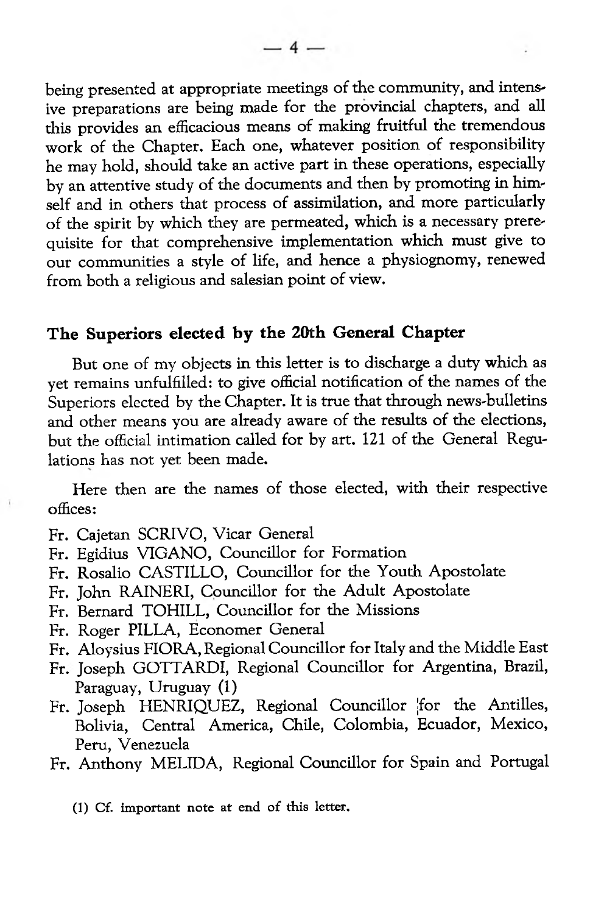being presented at appropriate meetings of the community, and intensive preparations are being made for the provincial chapters, and all this provides an efficacious means of making fruitful the tremendous work of the Chapter. Each one, whatever position of responsibility he may hold, should take an active part in these operations, especially by an attentive study of the documents and then by promoting in himself and in others that process of assimilation, and more particularly of the spirit by which they are permeated, which is a necessary prerequisite for that comprehensive implementation which must give to our communities a style of life, and hence a physiognomy, renewed from both a religious and salesian point of view.

## The Superiors elected by the 20th General Chapter

But one of my objects in this letter is to discharge a duty which as yet remains unfulfilled: to give official notification of the names of the Superiors elected by the Chapter. It is true that through news-bulletins and other means you are already aware of the results of the elections, but the official intimation called for by art. 121 of the General Regulations has not yet been made.

Here then are the names of those elected, with their respective offices:

- Fr. Cajetan SCRIVO, Vicar General
- Fr. Egidius VIGANO, Councillor for Formation
- Fr. Rosalio CASTILLO, Councillor for the Youth Apostolate
- Fr. John RAINERI, Councillor for the Adult Apostolate
- Fr. Bernard TOHILL, Councillor for the Missions
- Fr. Roger PILLA, Economer General
- Fr. Aloysius FIORA, Regional Councillor for Italy and the Middle East
- Fr. Joseph GOTTARDI, Regional Councillor for Argentina, Brazil, Paraguay, Uruguay (1)
- Fr. Joseph HENRIQUEZ, Regional Councillor for the Antilles, Bolivia, Central America, Chile, Colombia, Ecuador, Mexico, Peru, Venezuela
- Fr. Anthony MELIDA, Regional Councillor for Spain and Portugal

(1) Cf. important note at end of this letter.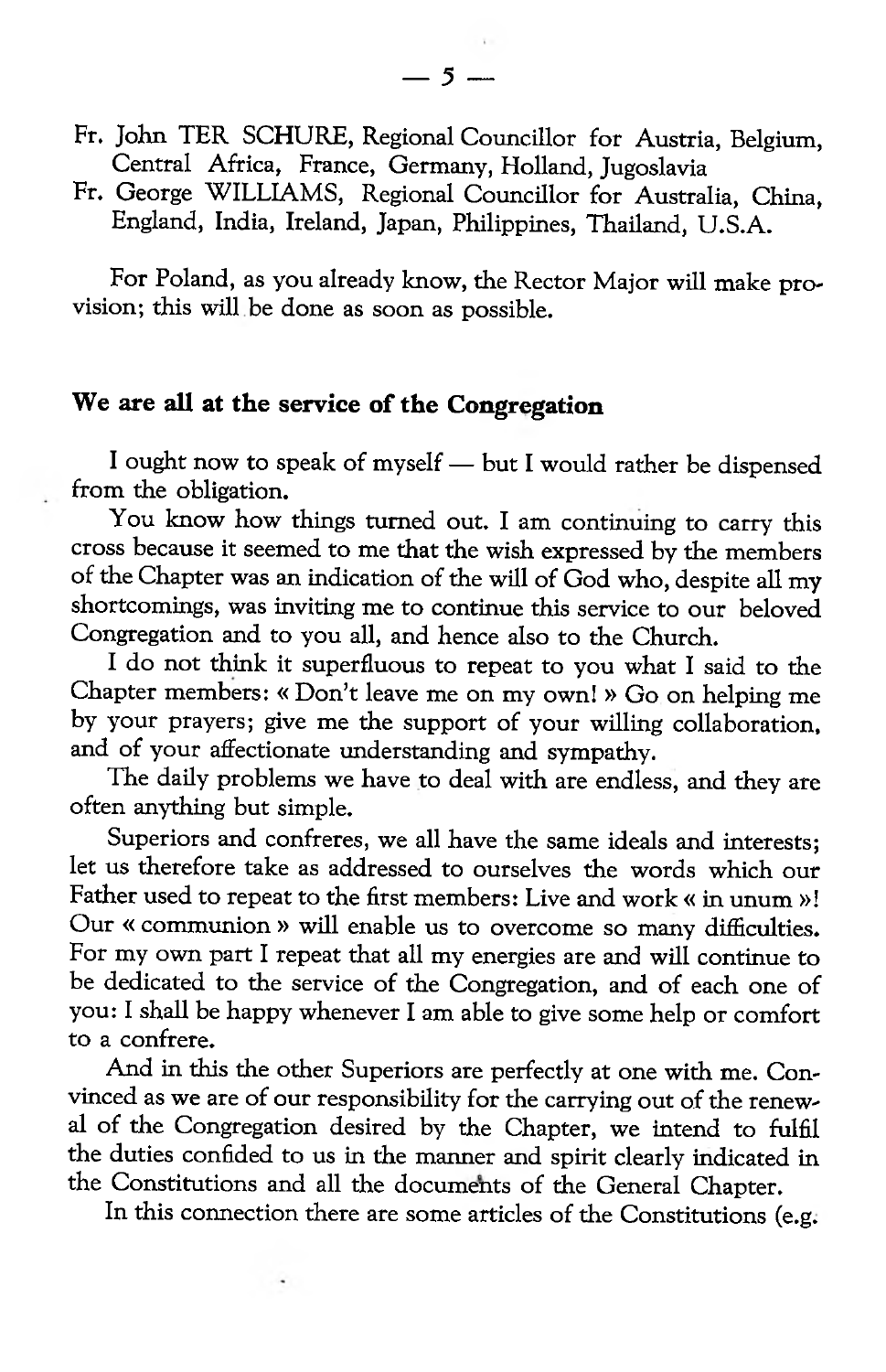Fr. John TER SCHURE, Regional Councillor for Austria, Belgium, Central Africa, France, Germany, Holland, Jugoslavia

Fr. George WILLIAMS, Regional Councillor for Australia, China, England, India, Ireland, Japan, Philippines, Thailand, U.S.A.

For Poland, as you already know, the Rector Major will make provision; this will be done as soon as possible.

## We are all at the service of the Congregation

I ought now to speak of myself — but I would rather be dispensed from the obligation.

You know how things turned out. I am continuing to carry this cross because it seemed to me that the wish expressed by the members of the Chapter was an indication of the will of God who, despite all my shortcomings, was inviting me to continue this service to our beloved Congregation and to you all, and hence also to the Church.

I do not think it superfluous to repeat to you what I said to the Chapter members: « Don't leave me on my own! » Go on helping me by your prayers; give me the support of your willing collaboration, and of your affectionate understanding and sympathy.

The daily problems we have to deal with are endless, and they are often anything but simple.

Superiors and confreres, we all have the same ideals and interests; let us therefore take as addressed to ourselves the words which our Father used to repeat to the first members: Live and work « in unum »! Our « communion » will enable us to overcome so many difficulties. For my own part I repeat that all my energies are and will continue to be dedicated to the service of the Congregation, and of each one of you: I shall be happy whenever I am able to give some help or comfort to a confrere.

And in this the other Superiors are perfectly at one with me. Convinced as we are of our responsibility for the carrying out of the renewal of the Congregation desired by the Chapter, we intend to fulfil the duties confided to us in the manner and spirit clearly indicated in the Constitutions and all the documents of the General Chapter.

In this connection there are some articles of the Constitutions (e.g.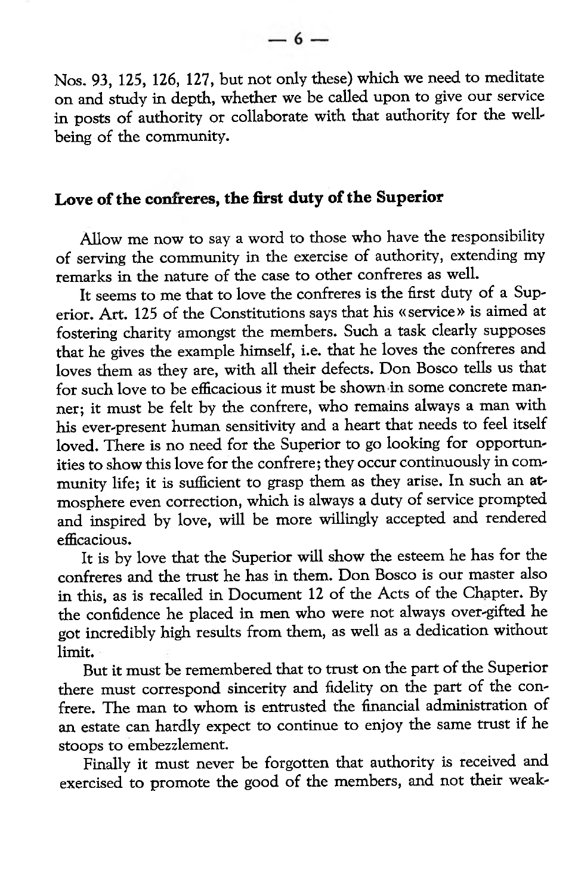Nos. 93, 125, 126, 127, but not only these) which we need to meditate on and study in depth, whether we be called upon to give our service in posts of authority or collaborate with that authority for the well-being of the community.

## Love of the confreres, the first duty of the Superior

Allow me now to say a word to those who have the responsibility of serving the community in the exercise of authority, extending my remarks in the nature of the case to other confreres as well.

It seems to me that to love the confreres is the first duty of a Superior. Art. 125 of the Constitutions says that his «service» is aimed at fostering charity amongst the members. Such a task clearly supposes that he gives the example himself, i.e. that he loves the confreres and loves them as they are, with all their defects. Don Bosco tells us that for such love to be efficacious it must be shown in some concrete manner; it must be felt by the confrere, who remains always a man with his ever-present human sensitivity and a heart that needs to feel itself loved. There is no need for the Superior to go looking for opportunities to show this love for the confrere; they occur continuously in community life; it is sufficient to grasp them as they arise. In such an atmosphere even correction, which is always a duty of service prompted and inspired by love, will be more willingly accepted and rendered efficacious.

It is by love that the Superior will show the esteem he has for the confreres and the trust he has in them. Don Bosco is our master also in this, as is recalled in Document 12 of the Acts of the Chapter. By the confidence he placed in men who were not always over-gifted he got incredibly high results from them, as well as a dedication without limit.

But it must be remembered that to trust on the part of the Superior there must correspond sincerity and fidelity on the part of the confrere. The man to whom is entrusted the financial administration of an estate can hardly expect to continue to enjoy the same trust if he stoops to embezzlement.

Finally it must never be forgotten that authority is received and exercised to promote the good of the members, and not their weak-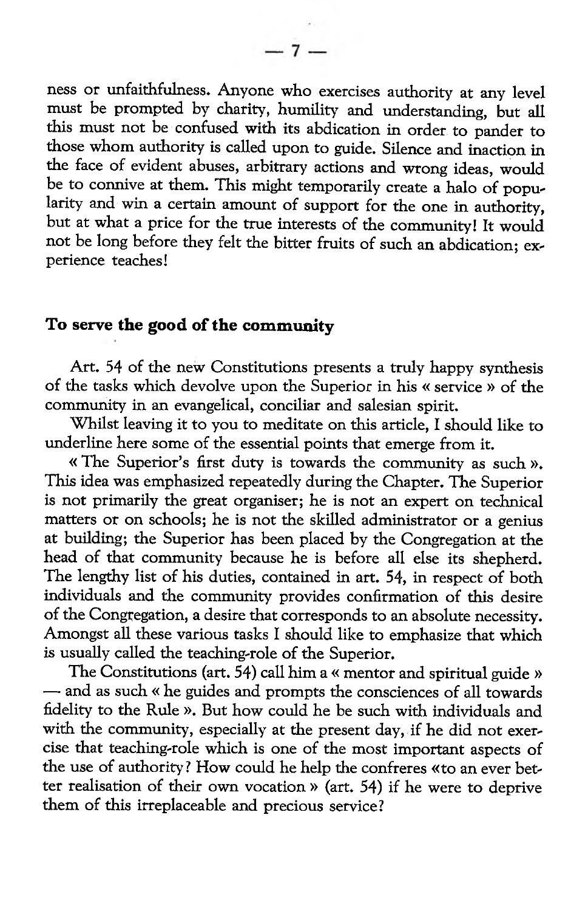ness or unfaithfulness. Anyone who exercises authority at any level must be prompted by charity, humility and understanding, but all this must not be confused with its abdication in order to pander to those whom authority is called upon to guide. Silence and inaction in the face of evident abuses, arbitrary actions and wrong ideas, would be to connive at them. This might temporarily create a halo of popularity and win a certain amount of support for the one in authority, but at what a price for the true interests of the community! It would not be long before they felt the bitter fruits of such an abdication; experience teaches!

## To serve the good of the community

Art. 54 of the new Constitutions presents a truly happy synthesis of the tasks which devolve upon the Superior in his « service » of the community in an evangelical, conciliar and salesian spirit.

Whilst leaving it to you to meditate on this article, I should like to underline here some of the essential points that emerge from it.

« The Superior's first duty is towards the community as such ». This idea was emphasized repeatedly during the Chapter. The Superior is not primarily the great organiser; he is not an expert on technical matters or on schools; he is not the skilled administrator or a genius at building; the Superior has been placed by the Congregation at the head of that community because he is before all else its shepherd. The lengthy list of his duties, contained in art. 54, in respect of both individuals and the community provides confirmation of this desire of the Congregation, a desire that corresponds to an absolute necessity. Amongst all these various tasks I should like to emphasize that which is usually called the teaching-role of the Superior.

The Constitutions (art. 54) call him a « mentor and spiritual guide » — and as such « he guides and prompts the consciences of all towards fidelity to the Rule ». But how could he be such with individuals and with the community, especially at the present day, if he did not exercise that teaching-role which is one of the most important aspects of the use of authority? How could he help the confreres «to an ever better realisation of their own vocation » (art. 54) if he were to deprive them of this irreplaceable and precious service?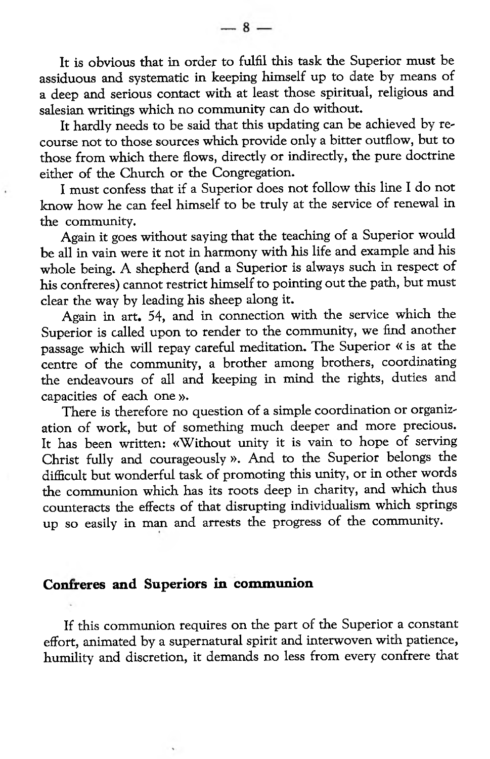It is obvious that in order to fulfil this task the Superior must be assiduous and systematic in keeping himself up to date by means of a deep and serious contact with at least those spiritual, religious and salesian writings which no community can do without.

It hardly needs to be said that this updating can be achieved by recourse not to those sources which provide only a bitter outflow, but to those from which there flows, directly or indirectly, the pure doctrine either of the Church or the Congregation.

I must confess that if a Superior does not follow this line I do not know how he can feel himself to be truly at the service of renewal in the community.

Again it goes without saying that the teaching of a Superior would be all in vain were it not in harmony with his life and example and his whole being. A shepherd (and a Superior is always such in respect of his confreres) cannot restrict himself to pointing out the path, but must clear the way by leading his sheep along it.

Again in art. 54, and in connection with the service which the Superior is called upon to render to the community, we find another passage which will repay careful meditation. The Superior « is at the centre of the community, a brother among brothers, coordinating the endeavours of all and keeping in mind the rights, duties and capacities of each one ».

There is therefore no question of a simple coordination or organization of work, but of something much deeper and more precious. It has been written: «Without unity it is vain to hope of serving Christ fully and courageously ». And to the Superior belongs the difficult but wonderful task of promoting this unity, or in other words the communion which has its roots deep in charity, and which thus counteracts the effects of that disrupting individualism which springs up so easily in man and arrests the progress of the community.

## Confreres and Superiors in communion

If this communion requires on the part of the Superior a constant effort, animated by a supernatural spirit and interwoven with patience, humility and discretion, it demands no less from every confrere that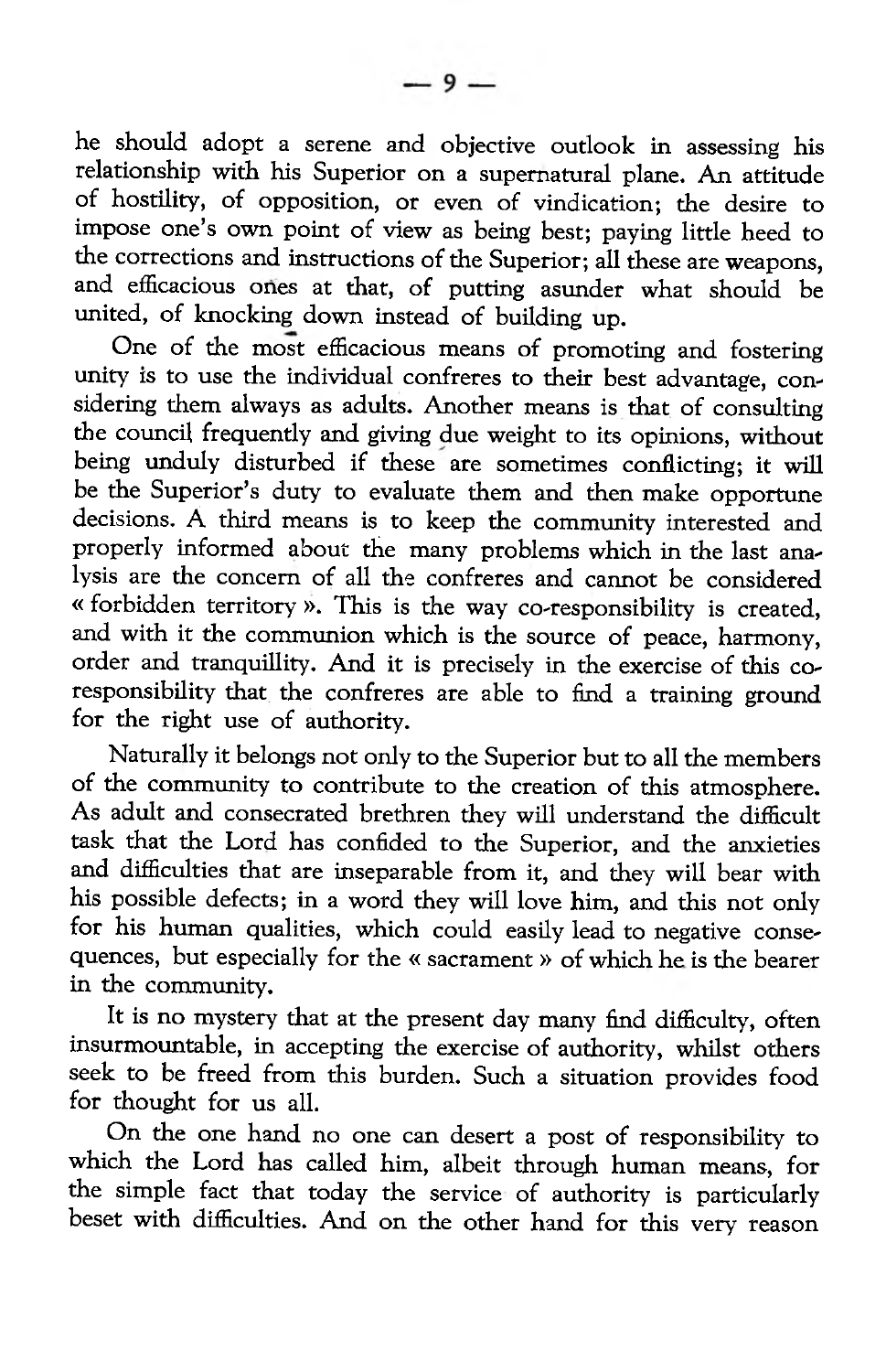he should adopt a serene and objective outlook in assessing his relationship with his Superior on a supernatural plane. An attitude of hostility, of opposition, or even of vindication; the desire to impose one's own point of view as being best; paying little heed to the corrections and instructions of the Superior; all these are weapons, and efficacious ones at that, of putting asunder what should be united, of knocking down instead of building up.

One of the most efficacious means of promoting and fostering unity is to use the individual confreres to their best advantage, considering them always as adults. Another means is that of consulting the council frequently and giving due weight to its opinions, without being unduly disturbed if these are sometimes conflicting; it will be the Superior's duty to evaluate them and then make opportune decisions. A third means is to keep the community interested and properly informed about the many problems which in the last analysis are the concern of all the confreres and cannot be considered « forbidden territory ». This is the way co-responsibility is created, and with it the communion which is the source of peace, harmony, order and tranquillity. And it is precisely in the exercise of this co-responsibility that the confreres are able to find a training ground for the right use of authority.

Naturally it belongs not only to the Superior but to all the members of the community to contribute to the creation of this atmosphere. As adult and consecrated brethren they will understand the difficult task that the Lord has confided to the Superior, and the anxieties and difficulties that are inseparable from it, and they will bear with his possible defects; in a word they will love him, and this not only for his human qualities, which could easily lead to negative consequences, but especially for the « sacrament » of which he is the bearer in the community.

It is no mystery that at the present day many find difficulty, often insurmountable, in accepting the exercise of authority, whilst others seek to be freed from this burden. Such a situation provides food for thought for us all.

On the one hand no one can desert a post of responsibility to which the Lord has called him, albeit through human means, for the simple fact that today the service of authority is particularly beset with difficulties. And on the other hand for this very reason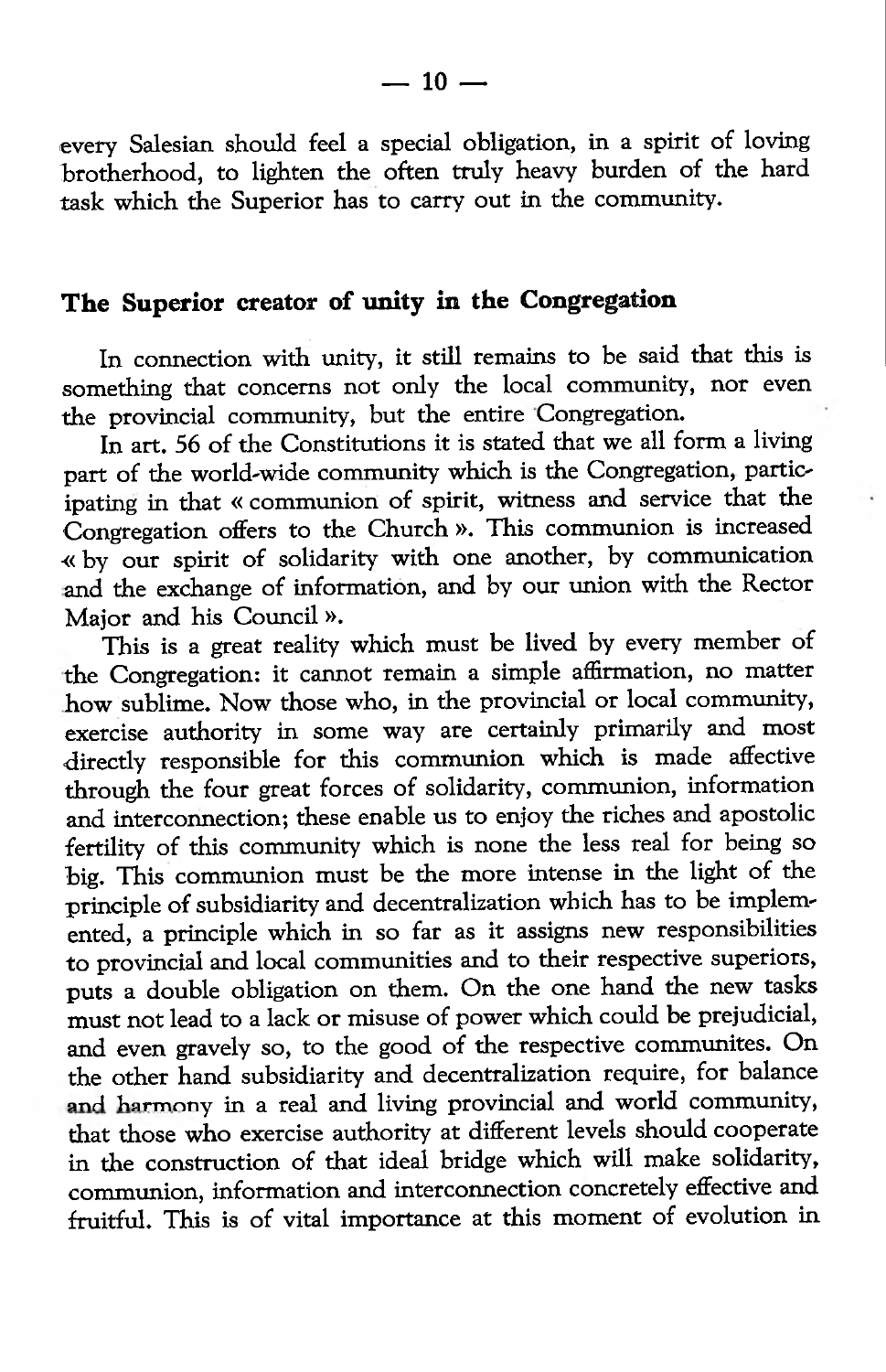every Salesian should feel a special obligation, in a spirit of loving brotherhood, to lighten the often truly heavy burden of the hard task which the Superior has to carry out in the community.

## The Superior creator of unity in the Congregation

In connection with unity, it still remains to be said that this is something that concerns not only the local community, nor even the provincial community, but the entire Congregation.

In art. 56 of the Constitutions it is stated that we all form a living part of the world-wide community which is the Congregation, participating in that « communion of spirit, witness and service that the Congregation offers to the Church ». This communion is increased « by our spirit of solidarity with one another, by communication and the exchange of information, and by our union with the Rector Major and his Council ».

This is a great reality which must be lived by every member of the Congregation: it cannot remain a simple affirmation, no matter how sublime. Now those who, in the provincial or local community, exercise authority in some way are certainly primarily and most directly responsible for this communion which is made affective through the four great forces of solidarity, communion, information and interconnection; these enable us to enjoy the riches and apostolic fertility of this community which is none the less real for being so big. This communion must be the more intense in the light of the principle of subsidiarity and decentralization which has to be implemented, a principle which in so far as it assigns new responsibilities to provincial and local communities and to their respective superiors, puts a double obligation on them. On the one hand the new tasks must not lead to a lack or misuse of power which could be prejudicial, and even gravely so, to the good of the respective communites. On the other hand subsidiarity and decentralization require, for balance and harmony in a real and living provincial and world community, that those who exercise authority at different levels should cooperate in the construction of that ideal bridge which will make solidarity, communion, information and interconnection concretely effective and fruitful. This is of vital importance at this moment of evolution in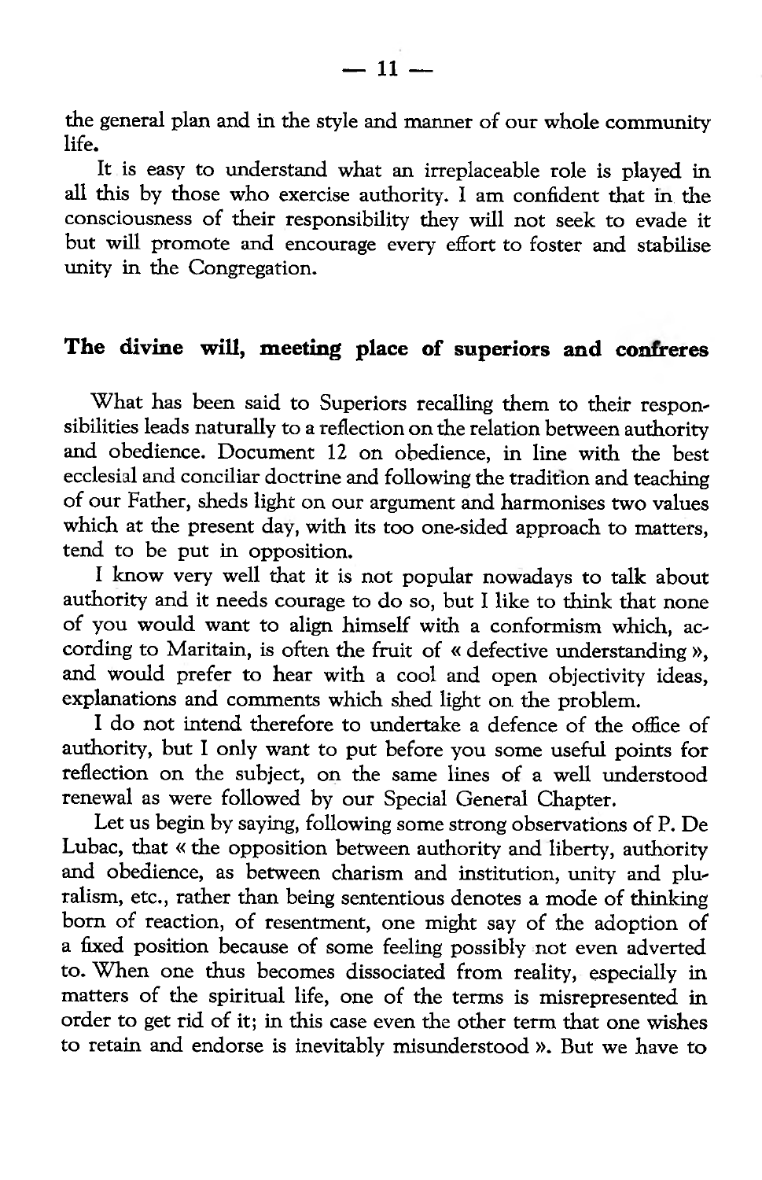the general plan and in the style and manner of our whole community life.

It is easy to understand what an irreplaceable role is played in all this by those who exercise authority. I am confident that in the consciousness of their responsibility they will not seek to evade it but will promote and encourage every effort to foster and stabilise unity in the Congregation.

## The divine will, meeting place of superiors and confreres

What has been said to Superiors recalling them to their responsibilities leads naturally to a reflection on the relation between authority and obedience. Document 12 on obedience, in line with the best ecclesial and conciliar doctrine and following the tradition and teaching of our Father, sheds light on our argument and harmonises two values which at the present day, with its too one-sided approach to matters, tend to be put in opposition.

I know very well that it is not popular nowadays to talk about authority and it needs courage to do so, but I like to think that none of you would want to align himself with a conformism which, according to Maritain, is often the fruit of « defective understanding », and would prefer to hear with a cool and open objectivity ideas, explanations and comments which shed light on the problem.

I do not intend therefore to undertake a defence of the office of authority, but I only want to put before you some useful points for reflection on the subject, on the same lines of a well understood renewal as were followed by our Special General Chapter.

Let us begin by saying, following some strong observations of P. De Lubac, that « the opposition between authority and liberty, authority and obedience, as between charism and institution, unity and pluralism, etc., rather than being sententious denotes a mode of thinking born of reaction, of resentment, one might say of the adoption of a fixed position because of some feeling possibly not even adverted to. When one thus becomes dissociated from reality, especially in matters of the spiritual life, one of the terms is misrepresented in order to get rid of it; in this case even the other term that one wishes to retain and endorse is inevitably misunderstood ». But we have to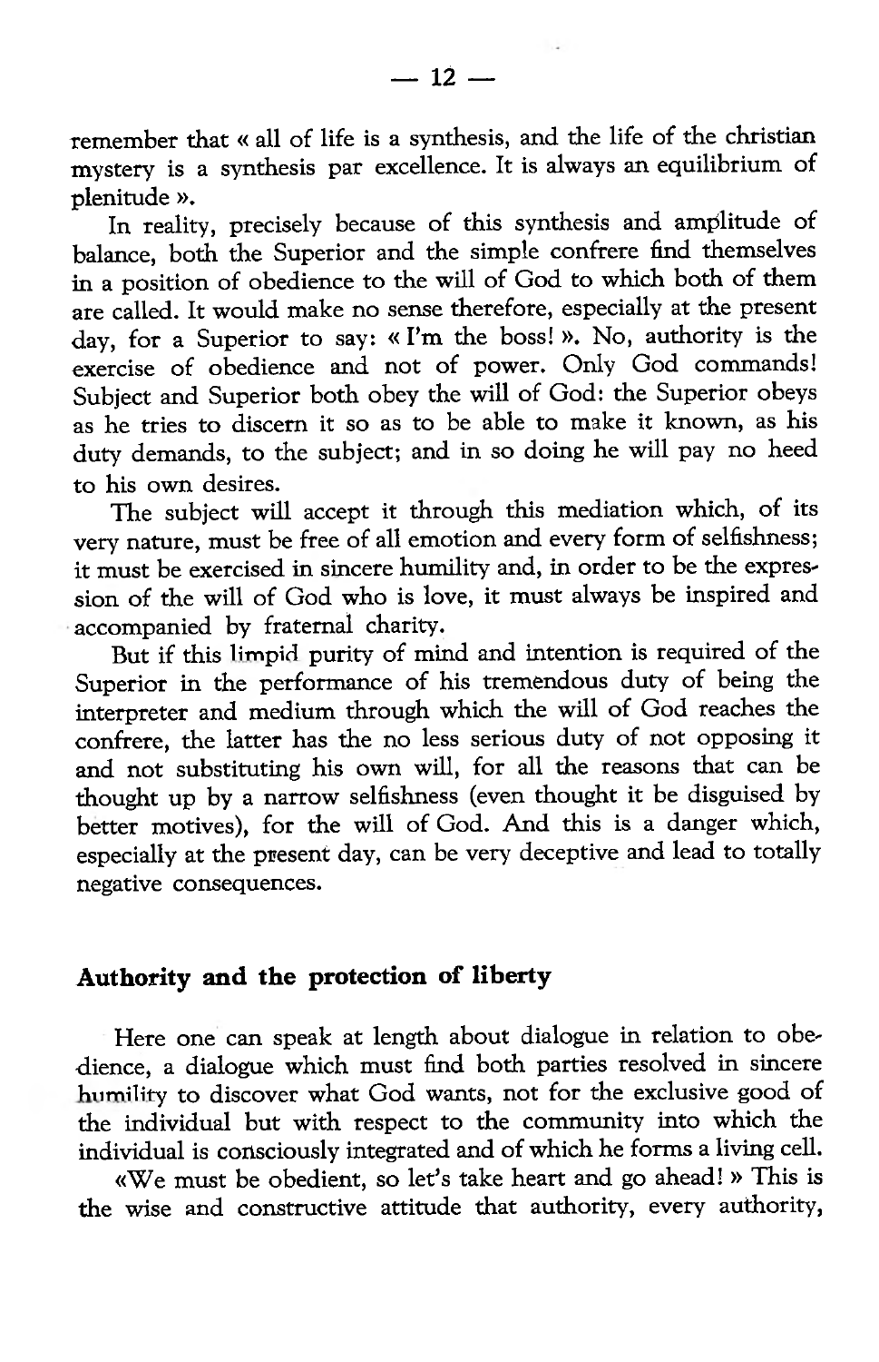remember that « all of life is a synthesis, and the life of the christian mystery is a synthesis par excellence. It is always an equilibrium of plenitude ».

In reality, precisely because of this synthesis and amplitude of balance, both the Superior and the simple confrere find themselves in a position of obedience to the will of God to which both of them are called. It would make no sense therefore, especially at the present day, for a Superior to say: « I'm the boss! ». No, authority is the exercise of obedience and not of power. Only God commands! Subject and Superior both obey the will of God: the Superior obeys as he tries to discern it so as to be able to make it known, as his duty demands, to the subject; and in so doing he will pay no heed to his own desires.

The subject will accept it through this mediation which, of its very nature, must be free of all emotion and every form of selfishness; it must be exercised in sincere humility and, in order to be the expression of the will of God who is love, it must always be inspired and accompanied by fraternal charity.

But if this limpid purity of mind and intention is required of the Superior in the performance of his tremendous duty of being the interpreter and medium through which the will of God reaches the confrere, the latter has the no less serious duty of not opposing it and not substituting his own will, for all the reasons that can be thought up by a narrow selfishness (even thought it be disguised by better motives), for the will of God. And this is a danger which, especially at the present day, can be very deceptive and lead to totally negative consequences.

## Authority and the protection of liberty

Here one can speak at length about dialogue in relation to obedience, a dialogue which must find both parties resolved in sincere humility to discover what God wants, not for the exclusive good of the individual but with respect to the community into which the individual is consciously integrated and of which he forms a living cell.

«We must be obedient, so let's take heart and go ahead! » This is the wise and constructive attitude that authority, every authority,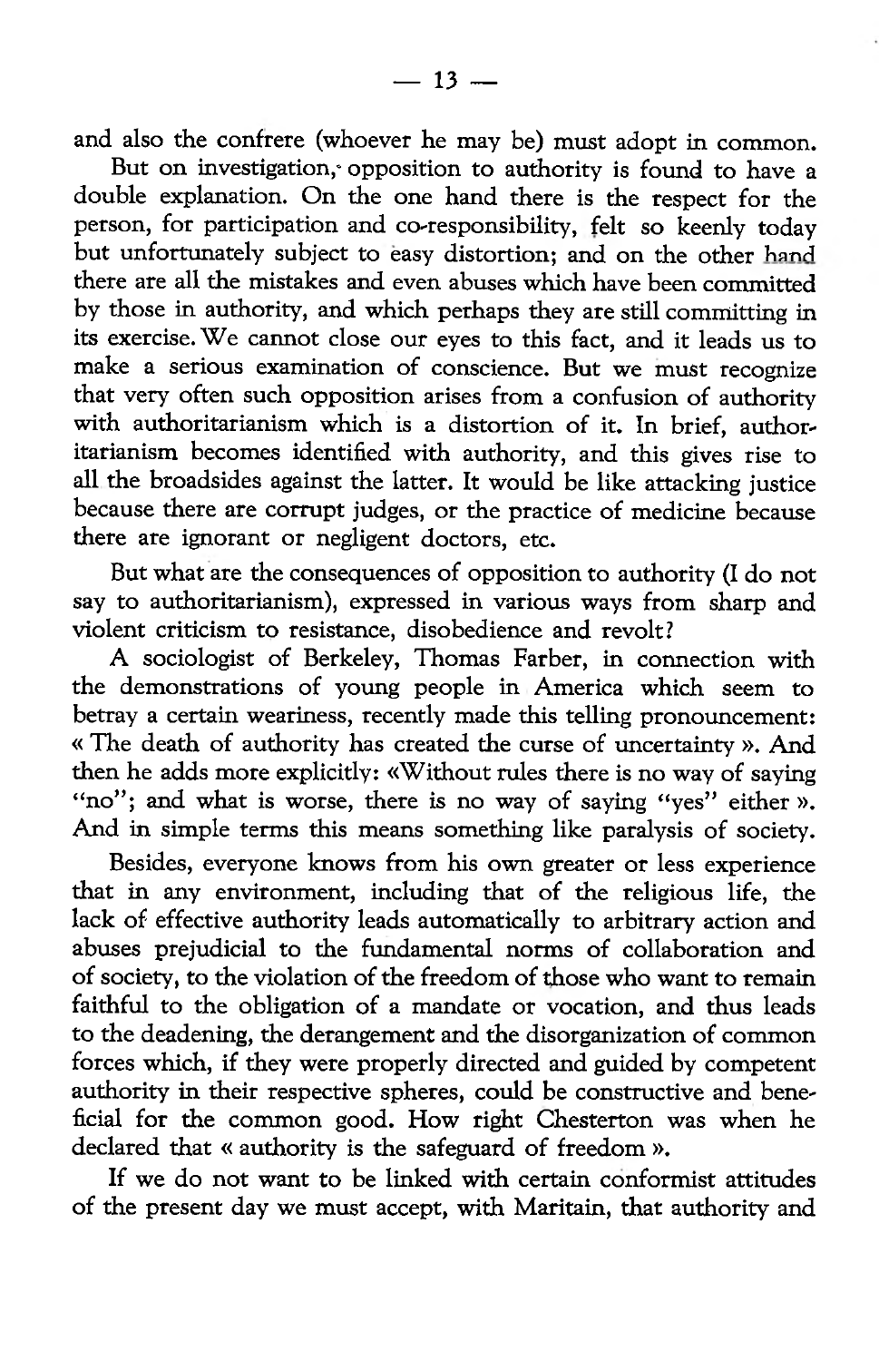and also the confrere (whoever he may be) must adopt in common.

But on investigation, opposition to authority is found to have a double explanation. On the one hand there is the respect for the person, for participation and co-responsibility, felt so keenly today but unfortunately subject to easy distortion; and on the other hand there are all the mistakes and even abuses which have been committed by those in authority, and which perhaps they are still committing in its exercise. We cannot close our eyes to this fact, and it leads us to make a serious examination of conscience. But we must recognize that very often such opposition arises from a confusion of authority with authoritarianism which is a distortion of it. In brief, authoritarianism becomes identified with authority, and this gives rise to all the broadsides against the latter. It would be like attacking justice because there are corrupt judges, or the practice of medicine because there are ignorant or negligent doctors, etc.

But what are the consequences of opposition to authority (I do not say to authoritarianism), expressed in various ways from sharp and violent criticism to resistance, disobedience and revolt?

A sociologist of Berkeley, Thomas Farber, in connection with the demonstrations of young people in America which seem to betray a certain weariness, recently made this telling pronouncement: « The death of authority has created the curse of uncertainty ». And then he adds more explicitly: «Without rules there is no way of saying "no"; and what is worse, there is no way of saying "yes" either ». And in simple terms this means something like paralysis of society.

Besides, everyone knows from his own greater or less experience that in any environment, including that of the religious life, the lack of effective authority leads automatically to arbitrary action and abuses prejudicial to the fundamental norms of collaboration and of society, to the violation of the freedom of those who want to remain faithful to the obligation of a mandate or vocation, and thus leads to the deadening, the derangement and the disorganization of common forces which, if they were properly directed and guided by competent authority in their respective spheres, could be constructive and beneficial for the common good. How right Chesterton was when he declared that « authority is the safeguard of freedom ».

If we do not want to be linked with certain conformist attitudes of the present day we must accept, with Maritain, that authority and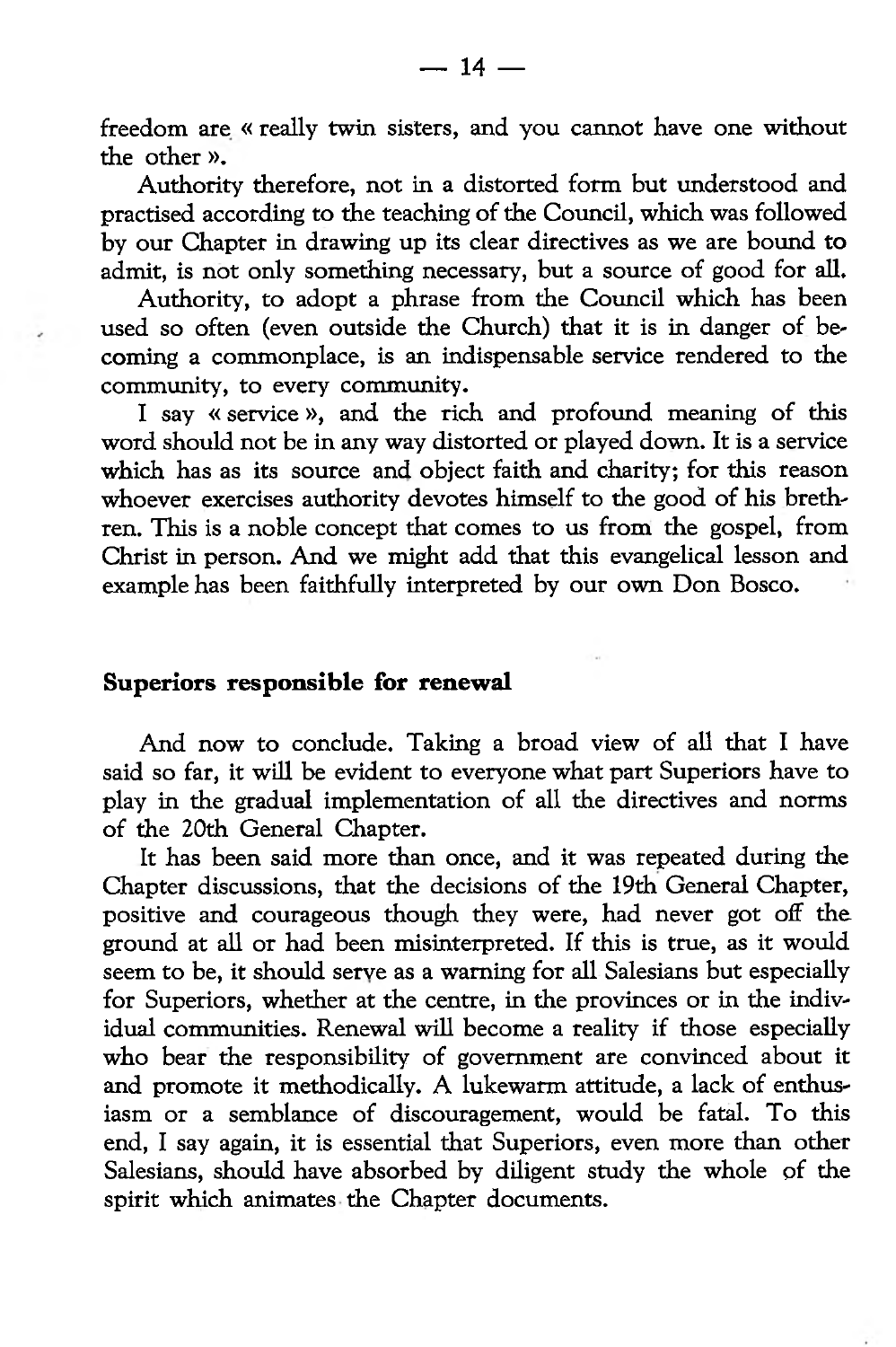freedom are « really twin sisters, and you cannot have one without the other ».

Authority therefore, not in a distorted form but understood and practised according to the teaching of the Council, which was followed by our Chapter in drawing up its clear directives as we are bound to admit, is not only something necessary, but a source of good for all.

Authority, to adopt a phrase from the Council which has been used so often (even outside the Church) that it is in danger of becoming a commonplace, is an indispensable service rendered to the community, to every community.

I say « service », and the rich and profound meaning of this word should not be in any way distorted or played down. It is a service which has as its source and object faith and charity; for this reason whoever exercises authority devotes himself to the good of his brethren. This is a noble concept that comes to us from the gospel, from Christ in person. And we might add that this evangelical lesson and example has been faithfully interpreted by our own Don Bosco.

## Superiors responsible for renewal

And now to conclude. Taking a broad view of all that I have said so far, it will be evident to everyone what part Superiors have to play in the gradual implementation of all the directives and norms of the 20th General Chapter.

It has been said more than once, and it was repeated during the Chapter discussions, that the decisions of the 19th General Chapter, positive and courageous though they were, had never got off the ground at all or had been misinterpreted. If this is true, as it would seem to be, it should serve as a warning for all Salesians but especially for Superiors, whether at the centre, in the provinces or in the individual communities. Renewal will become a reality if those especially who bear the responsibility of government are convinced about it and promote it methodically. A lukewarm attitude, a lack of enthusiasm or a semblance of discouragement, would be fatal. To this end, I say again, it is essential that Superiors, even more than other Salesians, should have absorbed by diligent study the whole of the spirit which animates the Chapter documents.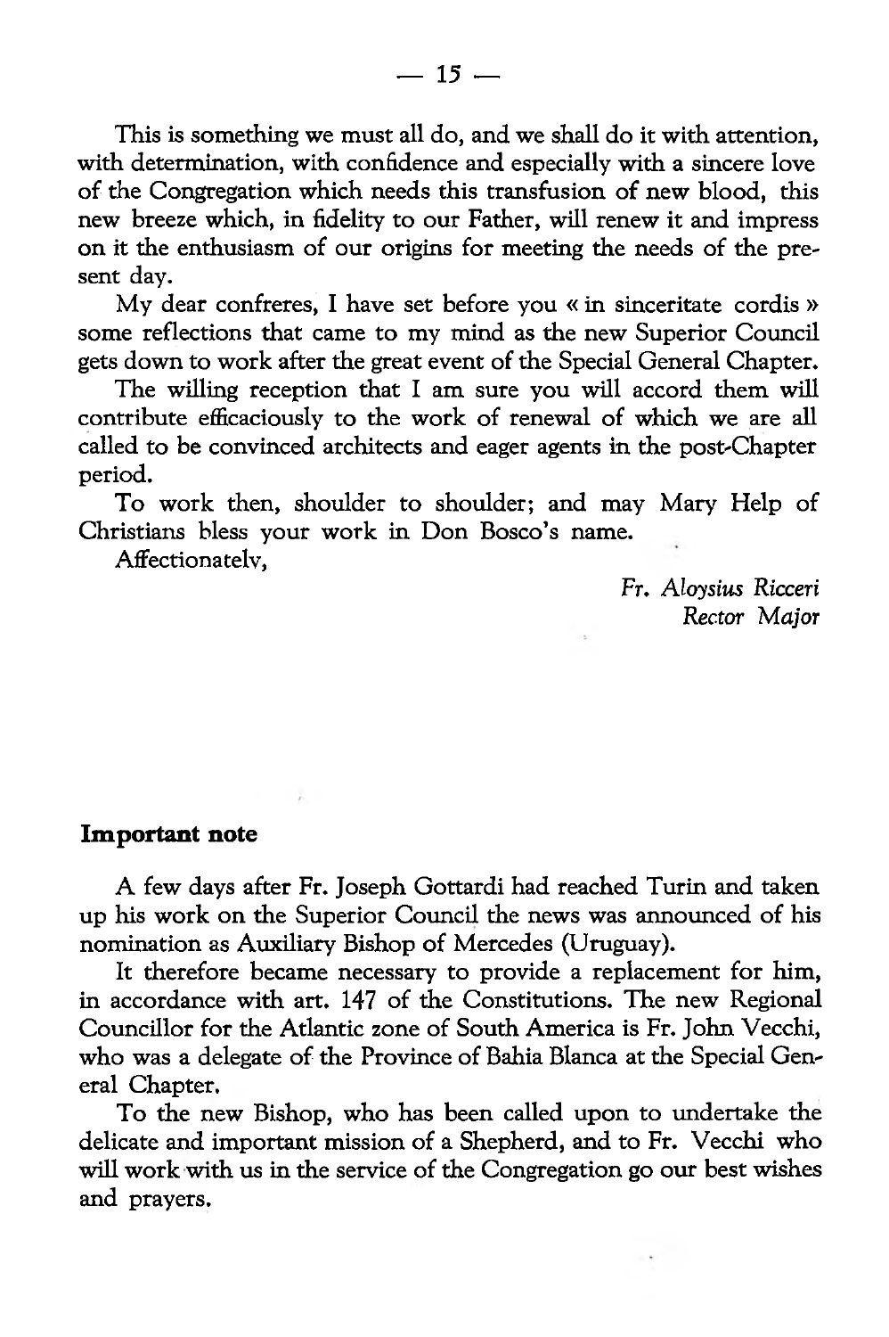This is something we must all do, and we shall do it with attention, with determination, with confidence and especially with a sincere love of the Congregation which needs this transfusion of new blood, this new breeze which, in fidelity to our Father, will renew it and impress on it the enthusiasm of our origins for meeting the needs of the present day.

My dear confreres, I have set before you « in sinceritate cordis » some reflections that came to my mind as the new Superior Council gets down to work after the great event of the Special General Chapter.

The willing reception that I am sure you will accord them will contribute efficaciously to the work of renewal of which we are all called to be convinced architects and eager agents in the post-Chapter period.

To work then, shoulder to shoulder; and may Mary Help of Christians bless your work in Don Bosco's name.

Affectionatelv,

*Fr. Aloysius Ricceri*
*Rector Major*

**Important note**

A few days after Fr. Joseph Gottardi had reached Turin and taken up his work on the Superior Council the news was announced of his nomination as Auxiliary Bishop of Mercedes (Uruguay).

It therefore became necessary to provide a replacement for him, in accordance with art. 147 of the Constitutions. The new Regional Councillor for the Atlantic zone of South America is Fr. John Vecchi, who was a delegate of the Province of Bahia Blanca at the Special General Chapter.

To the new Bishop, who has been called upon to undertake the delicate and important mission of a Shepherd, and to Fr. Vecchi who will work with us in the service of the Congregation go our best wishes and prayers.